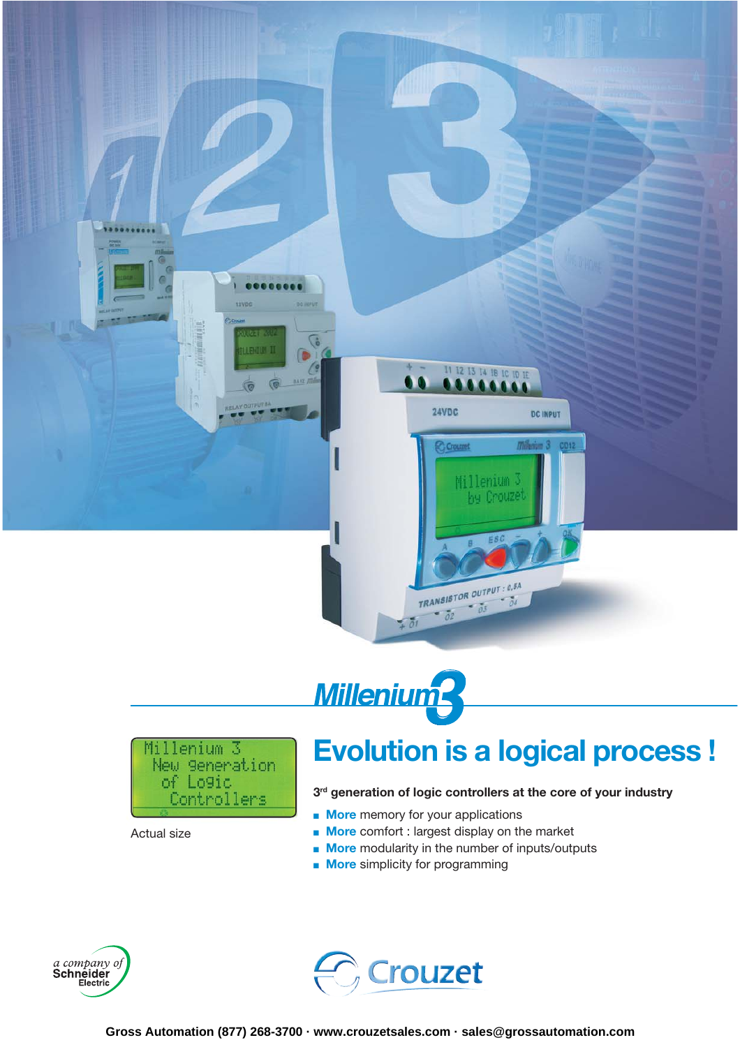# Millenium 3

Millenium 3
New generation
of Logic
Controllers

Actual size

## Evolution is a logical process !

**3rd generation of logic controllers at the core of your industry**

- **More** memory for your applications
- **More** comfort : largest display on the market
- **More** modularity in the number of inputs/outputs
- **More** simplicity for programming

a company of Schneider Electric

Crouzet

Gross Automation (877) 268-3700 · www.crouzetsales.com · sales@grossautomation.com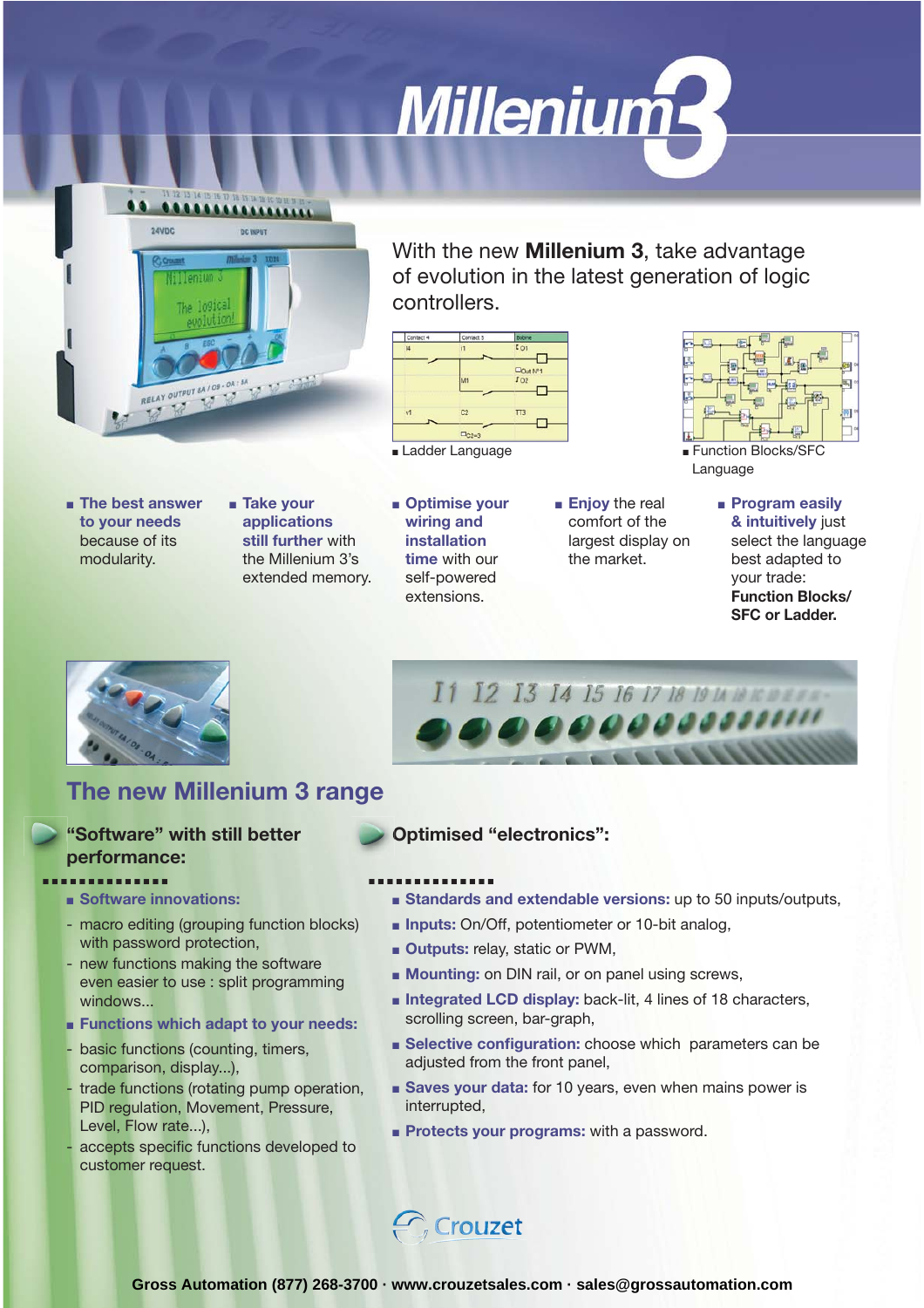# Millenium 3

With the new **Millenium 3**, take advantage of evolution in the latest generation of logic controllers.

■ Ladder Language

■ Function Blocks/SFC Language

- **The best answer to your needs** because of its modularity.
- **Take your applications still further** with the Millenium 3's extended memory.
- **Optimise your wiring and installation time** with our self-powered extensions.
- **Enjoy** the real comfort of the largest display on the market.
- **Program easily & intuitively** just select the language best adapted to your trade: **Function Blocks/ SFC or Ladder.**

## The new Millenium 3 range

### "Software" with still better performance:

- **Software innovations:**
  - macro editing (grouping function blocks) with password protection,
  - new functions making the software even easier to use : split programming windows...
- **Functions which adapt to your needs:**
  - basic functions (counting, timers, comparison, display...),
  - trade functions (rotating pump operation, PID regulation, Movement, Pressure, Level, Flow rate...),
  - accepts specific functions developed to customer request.

### Optimised "electronics":

- **Standards and extendable versions:** up to 50 inputs/outputs,
- **Inputs:** On/Off, potentiometer or 10-bit analog,
- **Outputs:** relay, static or PWM,
- **Mounting:** on DIN rail, or on panel using screws,
- **Integrated LCD display:** back-lit, 4 lines of 18 characters, scrolling screen, bar-graph,
- **Selective configuration:** choose which parameters can be adjusted from the front panel,
- **Saves your data:** for 10 years, even when mains power is interrupted,
- **Protects your programs:** with a password.

Crouzet

**Gross Automation (877) 268-3700 · www.crouzetsales.com · sales@grossautomation.com**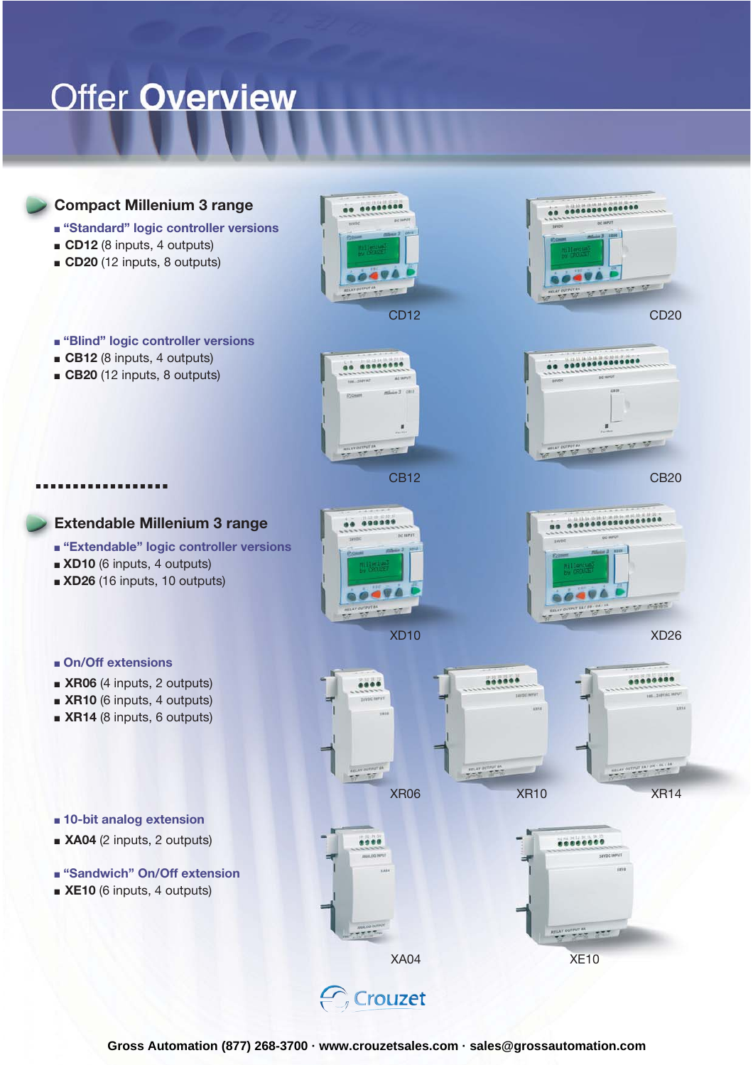# Offer Overview

## Compact Millenium 3 range

- **"Standard" logic controller versions**
- **CD12** (8 inputs, 4 outputs)
- **CD20** (12 inputs, 8 outputs)

CD12

CD20

- **"Blind" logic controller versions**
- **CB12** (8 inputs, 4 outputs)
- **CB20** (12 inputs, 8 outputs)

CB12

CB20

## Extendable Millenium 3 range

- **"Extendable" logic controller versions**
- **XD10** (6 inputs, 4 outputs)
- **XD26** (16 inputs, 10 outputs)

XD10

XD26

- **On/Off extensions**
- **XR06** (4 inputs, 2 outputs)
- **XR10** (6 inputs, 4 outputs)
- **XR14** (8 inputs, 6 outputs)

XR06

XR10

XR14

- **10-bit analog extension**
- **XA04** (2 inputs, 2 outputs)

- **"Sandwich" On/Off extension**
- **XE10** (6 inputs, 4 outputs)

XA04

XE10

Crouzet

**Gross Automation (877) 268-3700 · www.crouzetsales.com · sales@grossautomation.com**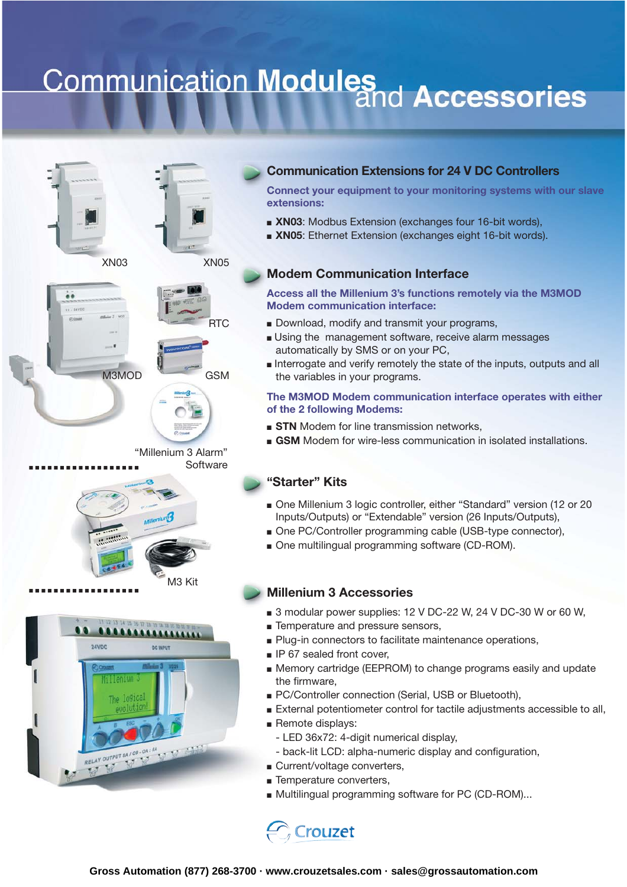# Communication Modules and Accessories

XN03

XN05

M3MOD

RTC

GSM

"Millenium 3 Alarm" Software

M3 Kit

## Communication Extensions for 24 V DC Controllers

**Connect your equipment to your monitoring systems with our slave extensions:**

- **XN03**: Modbus Extension (exchanges four 16-bit words),
- **XN05**: Ethernet Extension (exchanges eight 16-bit words).

## Modem Communication Interface

**Access all the Millenium 3's functions remotely via the M3MOD Modem communication interface:**

- Download, modify and transmit your programs,
- Using the management software, receive alarm messages automatically by SMS or on your PC,
- Interrogate and verify remotely the state of the inputs, outputs and all the variables in your programs.

**The M3MOD Modem communication interface operates with either of the 2 following Modems:**

- **STN** Modem for line transmission networks,
- **GSM** Modem for wire-less communication in isolated installations.

## "Starter" Kits

- One Millenium 3 logic controller, either "Standard" version (12 or 20 Inputs/Outputs) or "Extendable" version (26 Inputs/Outputs),
- One PC/Controller programming cable (USB-type connector),
- One multilingual programming software (CD-ROM).

## Millenium 3 Accessories

- 3 modular power supplies: 12 V DC-22 W, 24 V DC-30 W or 60 W,
- Temperature and pressure sensors,
- Plug-in connectors to facilitate maintenance operations,
- IP 67 sealed front cover,
- Memory cartridge (EEPROM) to change programs easily and update the firmware,
- PC/Controller connection (Serial, USB or Bluetooth),
- External potentiometer control for tactile adjustments accessible to all,
- Remote displays:
  - LED 36x72: 4-digit numerical display,
  - back-lit LCD: alpha-numeric display and configuration,
- Current/voltage converters,
- Temperature converters,
- Multilingual programming software for PC (CD-ROM)...

Crouzet

**Gross Automation (877) 268-3700 · www.crouzetsales.com · sales@grossautomation.com**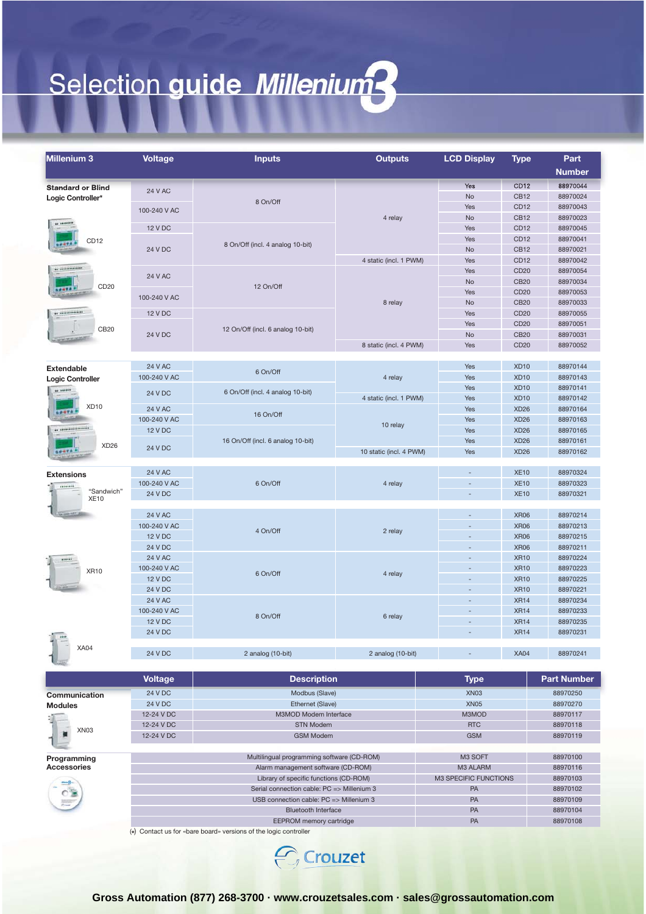# Selection guide Millenium3

| Millenium 3 | Voltage | Inputs | Outputs | LCD Display | Type | Part Number |
|---|---|---|---|---|---|---|
| **Standard or Blind Logic Controller*** | 24 V AC | 8 On/Off | 4 relay | Yes | CD12 | 88970044 |
| | 24 V AC | 8 On/Off | 4 relay | No | CB12 | 88970024 |
| | 100-240 V AC | 8 On/Off | 4 relay | Yes | CD12 | 88970043 |
| | 100-240 V AC | 8 On/Off | 4 relay | No | CB12 | 88970023 |
| CD12 | 12 V DC | 8 On/Off (incl. 4 analog 10-bit) | 4 relay | Yes | CD12 | 88970045 |
| | 24 V DC | 8 On/Off (incl. 4 analog 10-bit) | 4 relay | Yes | CD12 | 88970041 |
| | 24 V DC | 8 On/Off (incl. 4 analog 10-bit) | 4 relay | No | CB12 | 88970021 |
| | 24 V DC | 8 On/Off (incl. 4 analog 10-bit) | 4 static (incl. 1 PWM) | Yes | CD12 | 88970042 |
| CD20 | 24 V AC | 12 On/Off | 8 relay | Yes | CD20 | 88970054 |
| | 24 V AC | 12 On/Off | 8 relay | No | CB20 | 88970034 |
| | 100-240 V AC | 12 On/Off | 8 relay | Yes | CD20 | 88970053 |
| | 100-240 V AC | 12 On/Off | 8 relay | No | CB20 | 88970033 |
| CB20 | 12 V DC | 12 On/Off (incl. 6 analog 10-bit) | 8 relay | Yes | CD20 | 88970055 |
| | 24 V DC | 12 On/Off (incl. 6 analog 10-bit) | 8 relay | Yes | CD20 | 88970051 |
| | 24 V DC | 12 On/Off (incl. 6 analog 10-bit) | 8 relay | No | CB20 | 88970031 |
| | 24 V DC | 12 On/Off (incl. 6 analog 10-bit) | 8 static (incl. 4 PWM) | Yes | CD20 | 88970052 |
| **Extendable Logic Controller** | 24 V AC | 6 On/Off | 4 relay | Yes | XD10 | 88970144 |
| | 100-240 V AC | 6 On/Off | 4 relay | Yes | XD10 | 88970143 |
| XD10 | 24 V DC | 6 On/Off (incl. 4 analog 10-bit) | 4 relay | Yes | XD10 | 88970141 |
| | 24 V DC | 6 On/Off (incl. 4 analog 10-bit) | 4 static (incl. 1 PWM) | Yes | XD10 | 88970142 |
| | 24 V AC | 16 On/Off | 10 relay | Yes | XD26 | 88970164 |
| | 100-240 V AC | 16 On/Off | 10 relay | Yes | XD26 | 88970163 |
| XD26 | 12 V DC | 16 On/Off (incl. 6 analog 10-bit) | 10 relay | Yes | XD26 | 88970165 |
| | 24 V DC | 16 On/Off (incl. 6 analog 10-bit) | 10 relay | Yes | XD26 | 88970161 |
| | 24 V DC | 16 On/Off (incl. 6 analog 10-bit) | 10 static (incl. 4 PWM) | Yes | XD26 | 88970162 |
| **Extensions** | 24 V AC | 6 On/Off | 4 relay | - | XE10 | 88970324 |
| "Sandwich" XE10 | 100-240 V AC | 6 On/Off | 4 relay | - | XE10 | 88970323 |
| | 24 V DC | 6 On/Off | 4 relay | - | XE10 | 88970321 |
| | 24 V AC | 4 On/Off | 2 relay | - | XR06 | 88970214 |
| | 100-240 V AC | 4 On/Off | 2 relay | - | XR06 | 88970213 |
| | 12 V DC | 4 On/Off | 2 relay | - | XR06 | 88970215 |
| | 24 V DC | 4 On/Off | 2 relay | - | XR06 | 88970211 |
| XR10 | 24 V AC | 6 On/Off | 4 relay | - | XR10 | 88970224 |
| | 100-240 V AC | 6 On/Off | 4 relay | - | XR10 | 88970223 |
| | 12 V DC | 6 On/Off | 4 relay | - | XR10 | 88970225 |
| | 24 V DC | 6 On/Off | 4 relay | - | XR10 | 88970221 |
| | 24 V AC | 8 On/Off | 6 relay | - | XR14 | 88970234 |
| | 100-240 V AC | 8 On/Off | 6 relay | - | XR14 | 88970233 |
| | 12 V DC | 8 On/Off | 6 relay | - | XR14 | 88970235 |
| | 24 V DC | 8 On/Off | 6 relay | - | XR14 | 88970231 |
| XA04 | 24 V DC | 2 analog (10-bit) | 2 analog (10-bit) | - | XA04 | 88970241 |

| | Voltage | Description | Type | Part Number |
|---|---|---|---|---|
| **Communication Modules** | 24 V DC | Modbus (Slave) | XN03 | 88970250 |
| | 24 V DC | Ethernet (Slave) | XN05 | 88970270 |
| XN03 | 12-24 V DC | M3MOD Modem Interface | M3MOD | 88970117 |
| | 12-24 V DC | STN Modem | RTC | 88970118 |
| | 12-24 V DC | GSM Modem | GSM | 88970119 |
| **Programming Accessories** | | Multilingual programming software (CD-ROM) | M3 SOFT | 88970100 |
| | | Alarm management software (CD-ROM) | M3 ALARM | 88970116 |
| | | Library of specific functions (CD-ROM) | M3 SPECIFIC FUNCTIONS | 88970103 |
| | | Serial connection cable: PC => Millenium 3 | PA | 88970102 |
| | | USB connection cable: PC => Millenium 3 | PA | 88970109 |
| | | Bluetooth Interface | PA | 88970104 |
| | | EEPROM memory cartridge | PA | 88970108 |

(*) Contact us for «bare board» versions of the logic controller

Crouzet

**Gross Automation (877) 268-3700 · www.crouzetsales.com · sales@grossautomation.com**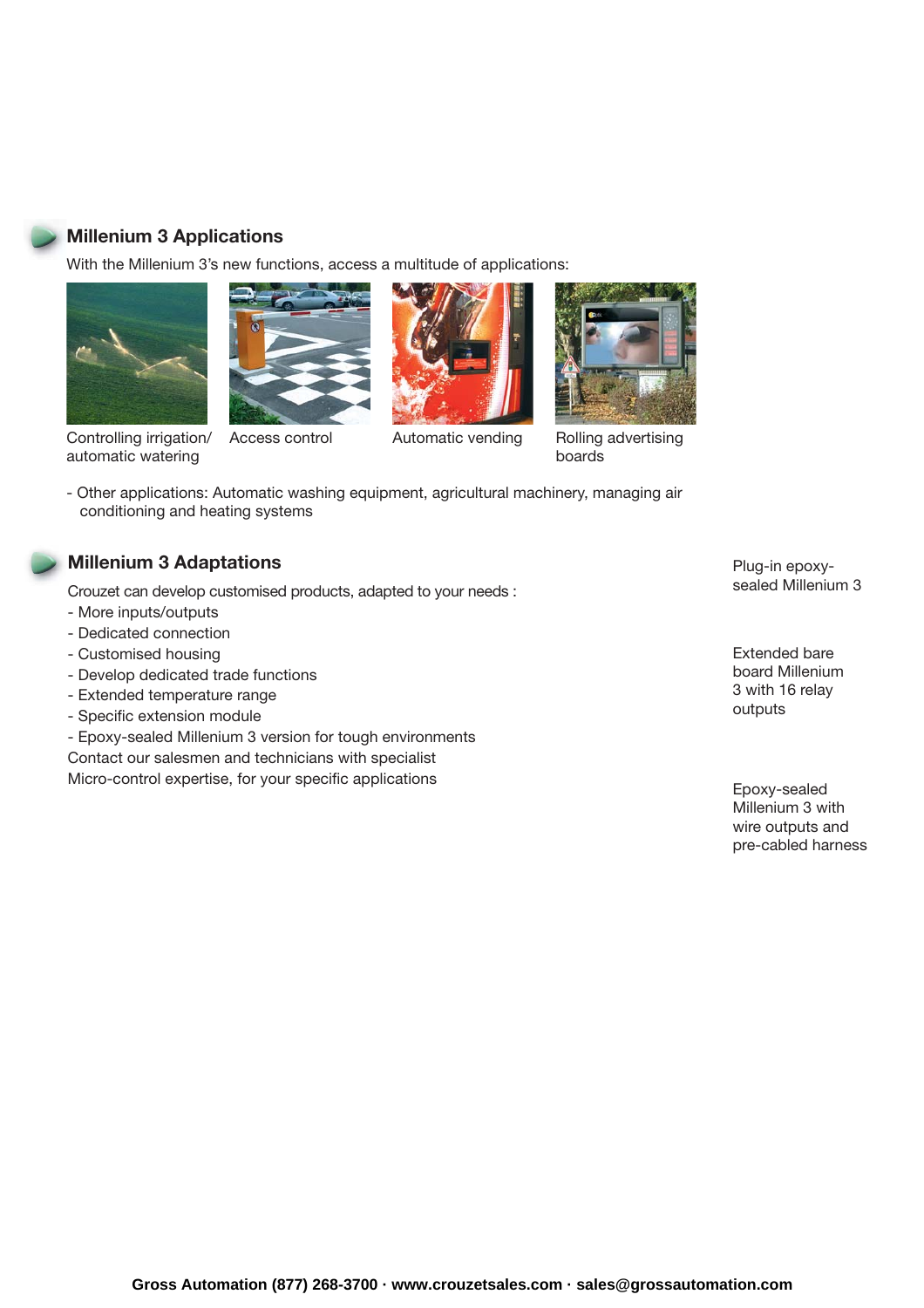## Millenium 3 Applications

With the Millenium 3's new functions, access a multitude of applications:

Controlling irrigation/ automatic watering

Access control

Automatic vending

Rolling advertising boards

- Other applications: Automatic washing equipment, agricultural machinery, managing air conditioning and heating systems

## Millenium 3 Adaptations

Crouzet can develop customised products, adapted to your needs :

- More inputs/outputs
- Dedicated connection
- Customised housing
- Develop dedicated trade functions
- Extended temperature range
- Specific extension module
- Epoxy-sealed Millenium 3 version for tough environments

Contact our salesmen and technicians with specialist Micro-control expertise, for your specific applications

Plug-in epoxy-sealed Millenium 3

Extended bare board Millenium 3 with 16 relay outputs

Epoxy-sealed Millenium 3 with wire outputs and pre-cabled harness

**Gross Automation (877) 268-3700 · www.crouzetsales.com · sales@grossautomation.com**